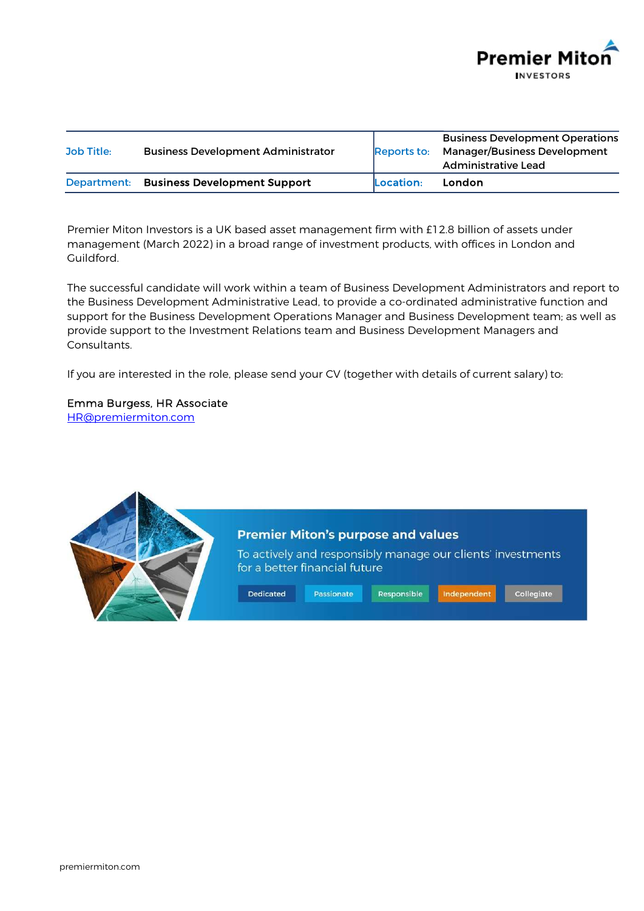| Job Title: | Business Development Administrator | Reports to: | Business Development Operations Manager/Business Development Administrative Lead |
|---|---|---|---|
| Department: | Business Development Support | Location: | London |

Premier Miton Investors is a UK based asset management firm with £12.8 billion of assets under management (March 2022) in a broad range of investment products, with offices in London and Guildford.

The successful candidate will work within a team of Business Development Administrators and report to the Business Development Administrative Lead, to provide a co-ordinated administrative function and support for the Business Development Operations Manager and Business Development team; as well as provide support to the Investment Relations team and Business Development Managers and Consultants.

If you are interested in the role, please send your CV (together with details of current salary) to:

Emma Burgess, HR Associate
HR@premiermiton.com

**Premier Miton's purpose and values**

To actively and responsibly manage our clients' investments for a better financial future

Dedicated | Passionate | Responsible | Independent | Collegiate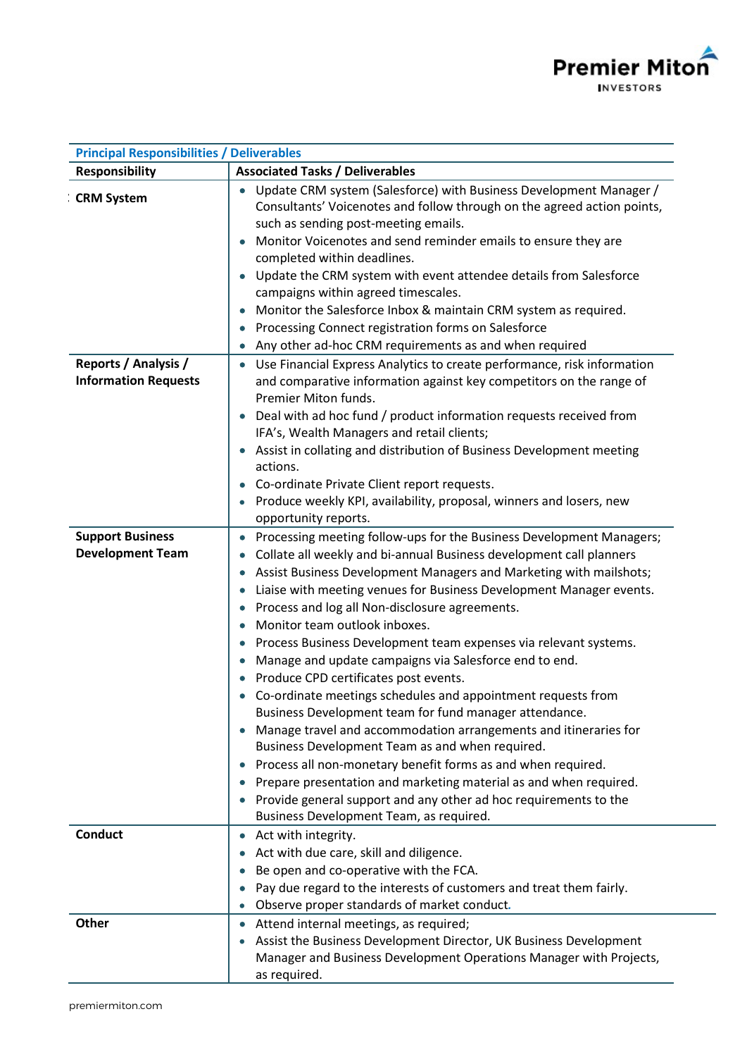| Principal Responsibilities / Deliverables | |
|---|---|
| **Responsibility** | **Associated Tasks / Deliverables** |
| **CRM System** | • Update CRM system (Salesforce) with Business Development Manager / Consultants' Voicenotes and follow through on the agreed action points, such as sending post-meeting emails.<br>• Monitor Voicenotes and send reminder emails to ensure they are completed within deadlines.<br>• Update the CRM system with event attendee details from Salesforce campaigns within agreed timescales.<br>• Monitor the Salesforce Inbox & maintain CRM system as required.<br>• Processing Connect registration forms on Salesforce<br>• Any other ad-hoc CRM requirements as and when required |
| **Reports / Analysis / Information Requests** | • Use Financial Express Analytics to create performance, risk information and comparative information against key competitors on the range of Premier Miton funds.<br>• Deal with ad hoc fund / product information requests received from IFA's, Wealth Managers and retail clients;<br>• Assist in collating and distribution of Business Development meeting actions.<br>• Co-ordinate Private Client report requests.<br>• Produce weekly KPI, availability, proposal, winners and losers, new opportunity reports. |
| **Support Business Development Team** | • Processing meeting follow-ups for the Business Development Managers;<br>• Collate all weekly and bi-annual Business development call planners<br>• Assist Business Development Managers and Marketing with mailshots;<br>• Liaise with meeting venues for Business Development Manager events.<br>• Process and log all Non-disclosure agreements.<br>• Monitor team outlook inboxes.<br>• Process Business Development team expenses via relevant systems.<br>• Manage and update campaigns via Salesforce end to end.<br>• Produce CPD certificates post events.<br>• Co-ordinate meetings schedules and appointment requests from Business Development team for fund manager attendance.<br>• Manage travel and accommodation arrangements and itineraries for Business Development Team as and when required.<br>• Process all non-monetary benefit forms as and when required.<br>• Prepare presentation and marketing material as and when required.<br>• Provide general support and any other ad hoc requirements to the Business Development Team, as required. |
| **Conduct** | • Act with integrity.<br>• Act with due care, skill and diligence.<br>• Be open and co-operative with the FCA.<br>• Pay due regard to the interests of customers and treat them fairly.<br>• Observe proper standards of market conduct. |
| **Other** | • Attend internal meetings, as required;<br>• Assist the Business Development Director, UK Business Development Manager and Business Development Operations Manager with Projects, as required. |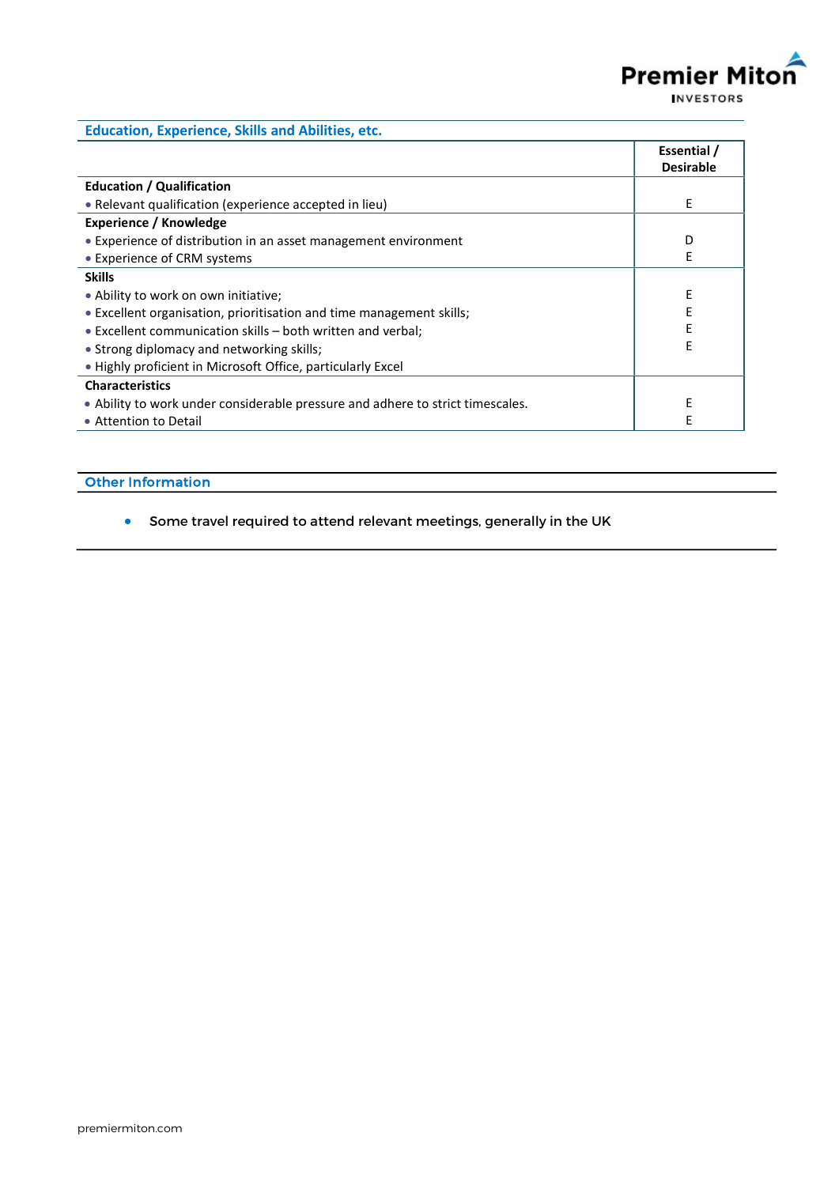## Education, Experience, Skills and Abilities, etc.

| | Essential / Desirable |
|---|---|
| **Education / Qualification** | |
| • Relevant qualification (experience accepted in lieu) | E |
| **Experience / Knowledge** | |
| • Experience of distribution in an asset management environment | D |
| • Experience of CRM systems | E |
| **Skills** | |
| • Ability to work on own initiative; | E |
| • Excellent organisation, prioritisation and time management skills; | E |
| • Excellent communication skills – both written and verbal; | E |
| • Strong diplomacy and networking skills; | E |
| • Highly proficient in Microsoft Office, particularly Excel | |
| **Characteristics** | |
| • Ability to work under considerable pressure and adhere to strict timescales. | E |
| • Attention to Detail | E |

## Other Information

- Some travel required to attend relevant meetings, generally in the UK